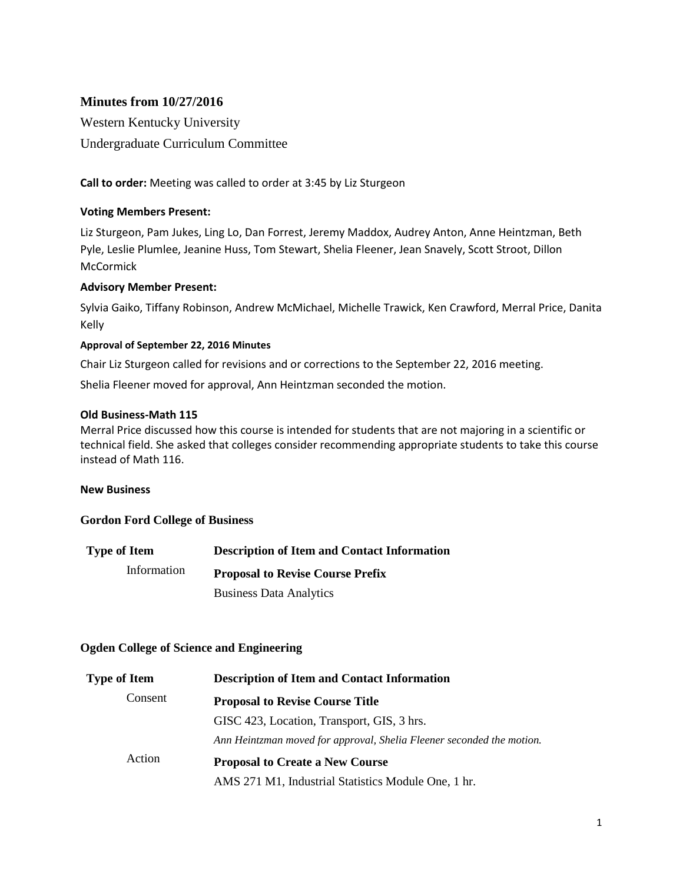# Minutes from 10/27/2016

Western Kentucky University

Undergraduate Curriculum Committee

**Call to order:** Meeting was called to order at 3:45 by Liz Sturgeon

**Voting Members Present:**

Liz Sturgeon, Pam Jukes, Ling Lo, Dan Forrest, Jeremy Maddox, Audrey Anton, Anne Heintzman, Beth Pyle, Leslie Plumlee, Jeanine Huss, Tom Stewart, Shelia Fleener, Jean Snavely, Scott Stroot, Dillon McCormick

**Advisory Member Present:**

Sylvia Gaiko, Tiffany Robinson, Andrew McMichael, Michelle Trawick, Ken Crawford, Merral Price, Danita Kelly

**Approval of September 22, 2016 Minutes**

Chair Liz Sturgeon called for revisions and or corrections to the September 22, 2016 meeting.

Shelia Fleener moved for approval, Ann Heintzman seconded the motion.

**Old Business-Math 115**

Merral Price discussed how this course is intended for students that are not majoring in a scientific or technical field. She asked that colleges consider recommending appropriate students to take this course instead of Math 116.

**New Business**

**Gordon Ford College of Business**

| Type of Item | Description of Item and Contact Information |
|---|---|
| Information | **Proposal to Revise Course Prefix**<br>Business Data Analytics |

**Ogden College of Science and Engineering**

| Type of Item | Description of Item and Contact Information |
|---|---|
| Consent | **Proposal to Revise Course Title**<br>GISC 423, Location, Transport, GIS, 3 hrs.<br>*Ann Heintzman moved for approval, Shelia Fleener seconded the motion.* |
| Action | **Proposal to Create a New Course**<br>AMS 271 M1, Industrial Statistics Module One, 1 hr. |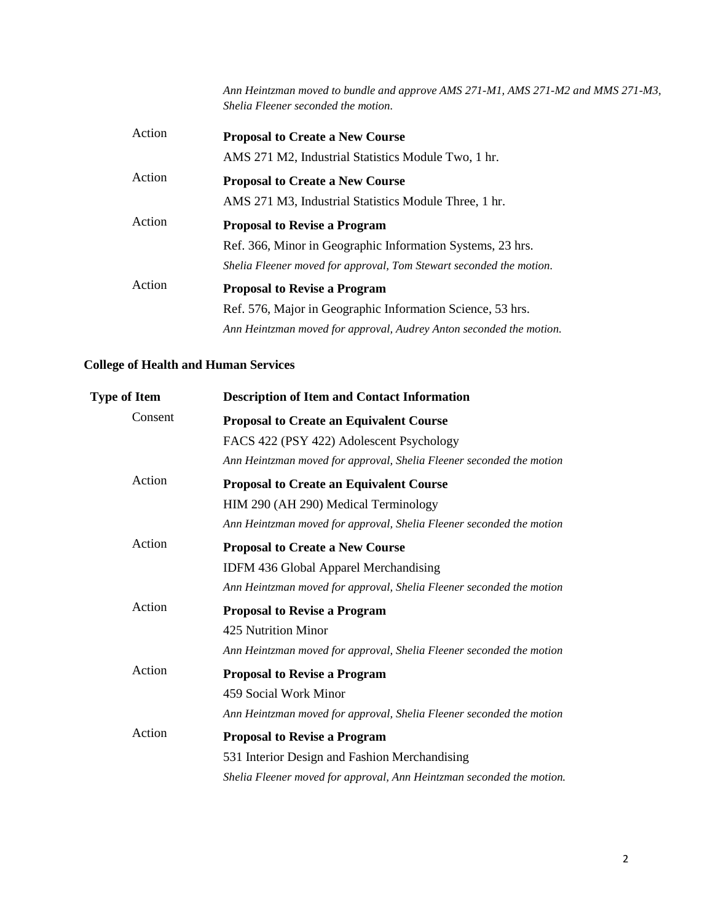*Ann Heintzman moved to bundle and approve AMS 271-M1, AMS 271-M2 and MMS 271-M3, Shelia Fleener seconded the motion.*

| | |
|---|---|
| Action | **Proposal to Create a New Course**<br>AMS 271 M2, Industrial Statistics Module Two, 1 hr. |
| Action | **Proposal to Create a New Course**<br>AMS 271 M3, Industrial Statistics Module Three, 1 hr. |
| Action | **Proposal to Revise a Program**<br>Ref. 366, Minor in Geographic Information Systems, 23 hrs.<br>*Shelia Fleener moved for approval, Tom Stewart seconded the motion.* |
| Action | **Proposal to Revise a Program**<br>Ref. 576, Major in Geographic Information Science, 53 hrs.<br>*Ann Heintzman moved for approval, Audrey Anton seconded the motion.* |

**College of Health and Human Services**

| Type of Item | Description of Item and Contact Information |
|---|---|
| Consent | **Proposal to Create an Equivalent Course**<br>FACS 422 (PSY 422) Adolescent Psychology<br>*Ann Heintzman moved for approval, Shelia Fleener seconded the motion* |
| Action | **Proposal to Create an Equivalent Course**<br>HIM 290 (AH 290) Medical Terminology<br>*Ann Heintzman moved for approval, Shelia Fleener seconded the motion* |
| Action | **Proposal to Create a New Course**<br>IDFM 436 Global Apparel Merchandising<br>*Ann Heintzman moved for approval, Shelia Fleener seconded the motion* |
| Action | **Proposal to Revise a Program**<br>425 Nutrition Minor<br>*Ann Heintzman moved for approval, Shelia Fleener seconded the motion* |
| Action | **Proposal to Revise a Program**<br>459 Social Work Minor<br>*Ann Heintzman moved for approval, Shelia Fleener seconded the motion* |
| Action | **Proposal to Revise a Program**<br>531 Interior Design and Fashion Merchandising<br>*Shelia Fleener moved for approval, Ann Heintzman seconded the motion.* |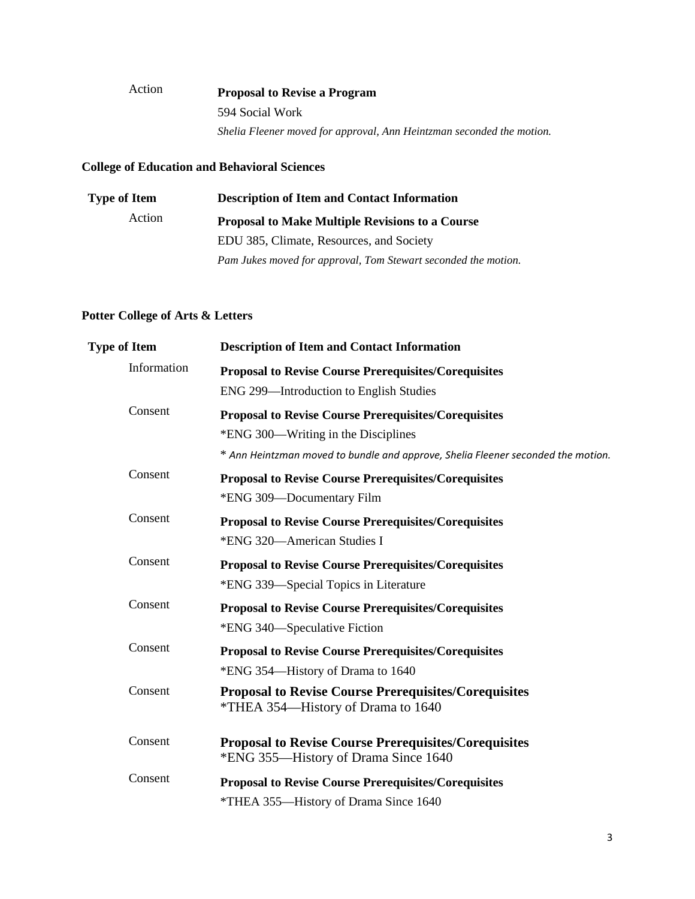| | |
|---|---|
| Action | **Proposal to Revise a Program**<br>594 Social Work<br>*Shelia Fleener moved for approval, Ann Heintzman seconded the motion.* |

**College of Education and Behavioral Sciences**

| Type of Item | Description of Item and Contact Information |
|---|---|
| Action | **Proposal to Make Multiple Revisions to a Course**<br>EDU 385, Climate, Resources, and Society<br>*Pam Jukes moved for approval, Tom Stewart seconded the motion.* |

**Potter College of Arts & Letters**

| Type of Item | Description of Item and Contact Information |
|---|---|
| Information | **Proposal to Revise Course Prerequisites/Corequisites**<br>ENG 299—Introduction to English Studies |
| Consent | **Proposal to Revise Course Prerequisites/Corequisites**<br>*ENG 300—Writing in the Disciplines<br>* *Ann Heintzman moved to bundle and approve, Shelia Fleener seconded the motion.* |
| Consent | **Proposal to Revise Course Prerequisites/Corequisites**<br>*ENG 309—Documentary Film |
| Consent | **Proposal to Revise Course Prerequisites/Corequisites**<br>*ENG 320—American Studies I |
| Consent | **Proposal to Revise Course Prerequisites/Corequisites**<br>*ENG 339—Special Topics in Literature |
| Consent | **Proposal to Revise Course Prerequisites/Corequisites**<br>*ENG 340—Speculative Fiction |
| Consent | **Proposal to Revise Course Prerequisites/Corequisites**<br>*ENG 354—History of Drama to 1640 |
| Consent | **Proposal to Revise Course Prerequisites/Corequisites**<br>*THEA 354—History of Drama to 1640 |
| Consent | **Proposal to Revise Course Prerequisites/Corequisites**<br>*ENG 355—History of Drama Since 1640 |
| Consent | **Proposal to Revise Course Prerequisites/Corequisites**<br>*THEA 355—History of Drama Since 1640 |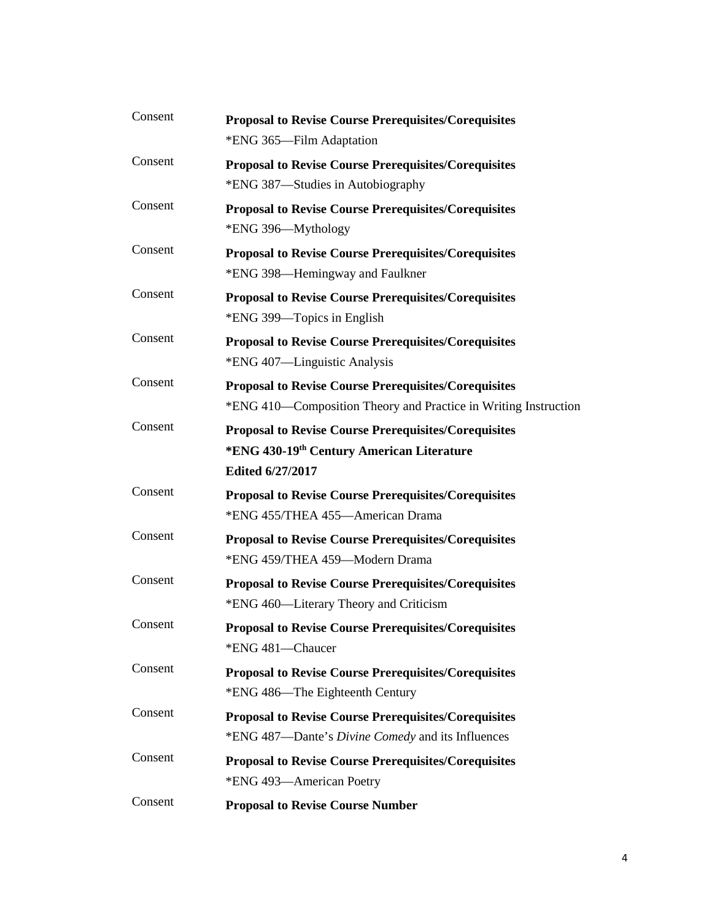| | |
|---|---|
| Consent | **Proposal to Revise Course Prerequisites/Corequisites**<br>*ENG 365—Film Adaptation |
| Consent | **Proposal to Revise Course Prerequisites/Corequisites**<br>*ENG 387—Studies in Autobiography |
| Consent | **Proposal to Revise Course Prerequisites/Corequisites**<br>*ENG 396—Mythology |
| Consent | **Proposal to Revise Course Prerequisites/Corequisites**<br>*ENG 398—Hemingway and Faulkner |
| Consent | **Proposal to Revise Course Prerequisites/Corequisites**<br>*ENG 399—Topics in English |
| Consent | **Proposal to Revise Course Prerequisites/Corequisites**<br>*ENG 407—Linguistic Analysis |
| Consent | **Proposal to Revise Course Prerequisites/Corequisites**<br>*ENG 410—Composition Theory and Practice in Writing Instruction |
| Consent | **Proposal to Revise Course Prerequisites/Corequisites**<br>**\*ENG 430-19th Century American Literature**<br>**Edited 6/27/2017** |
| Consent | **Proposal to Revise Course Prerequisites/Corequisites**<br>*ENG 455/THEA 455—American Drama |
| Consent | **Proposal to Revise Course Prerequisites/Corequisites**<br>*ENG 459/THEA 459—Modern Drama |
| Consent | **Proposal to Revise Course Prerequisites/Corequisites**<br>*ENG 460—Literary Theory and Criticism |
| Consent | **Proposal to Revise Course Prerequisites/Corequisites**<br>*ENG 481—Chaucer |
| Consent | **Proposal to Revise Course Prerequisites/Corequisites**<br>*ENG 486—The Eighteenth Century |
| Consent | **Proposal to Revise Course Prerequisites/Corequisites**<br>*ENG 487—Dante's *Divine Comedy* and its Influences |
| Consent | **Proposal to Revise Course Prerequisites/Corequisites**<br>*ENG 493—American Poetry |
| Consent | **Proposal to Revise Course Number** |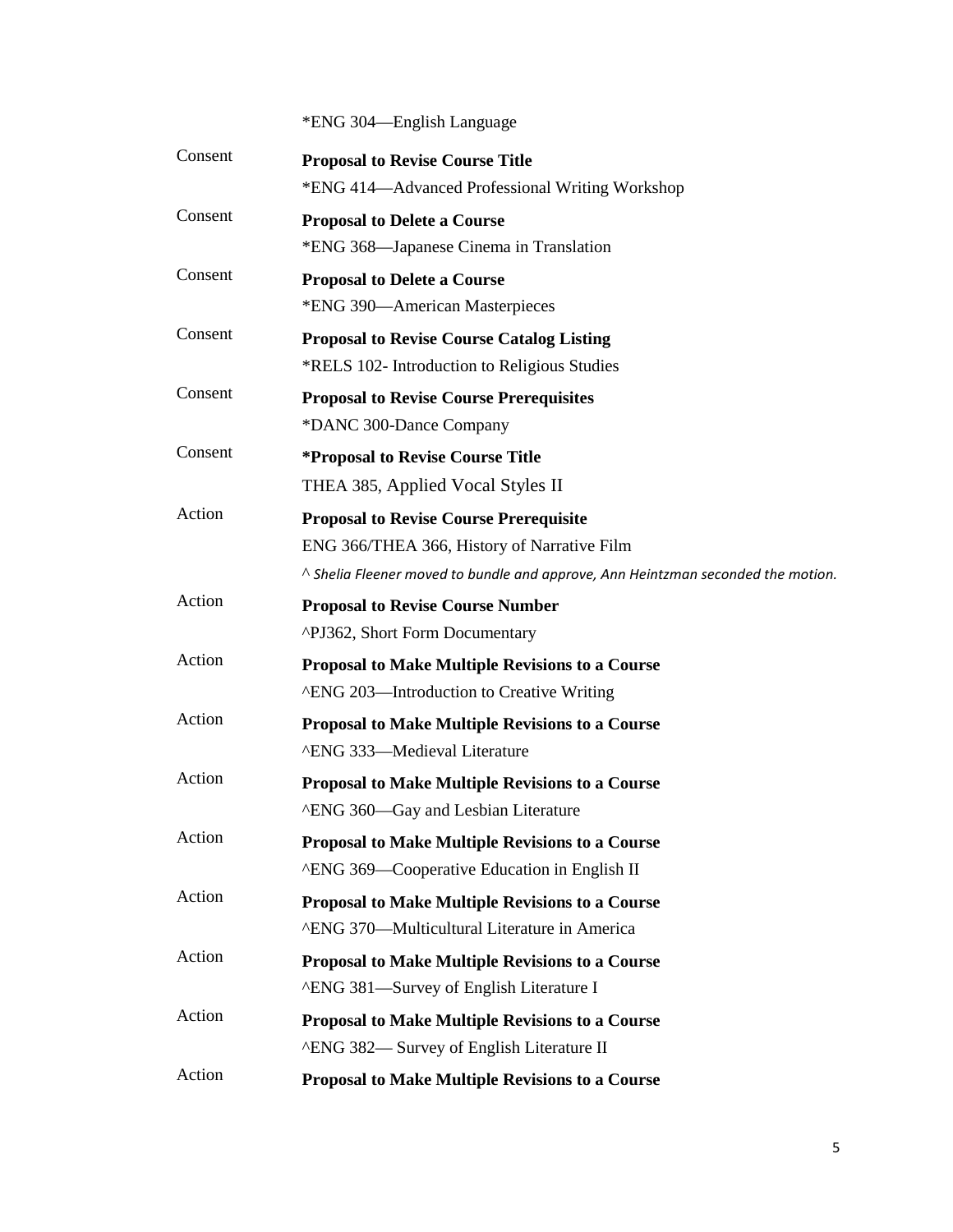*ENG 304—English Language

Consent **Proposal to Revise Course Title**
*ENG 414—Advanced Professional Writing Workshop

Consent **Proposal to Delete a Course**
*ENG 368—Japanese Cinema in Translation

Consent **Proposal to Delete a Course**
*ENG 390—American Masterpieces

Consent **Proposal to Revise Course Catalog Listing**
*RELS 102- Introduction to Religious Studies

Consent **Proposal to Revise Course Prerequisites**
*DANC 300-Dance Company

Consent ***Proposal to Revise Course Title**
THEA 385, Applied Vocal Styles II

Action **Proposal to Revise Course Prerequisite**
ENG 366/THEA 366, History of Narrative Film
*^ Shelia Fleener moved to bundle and approve, Ann Heintzman seconded the motion.*

Action **Proposal to Revise Course Number**
^PJ362, Short Form Documentary

Action **Proposal to Make Multiple Revisions to a Course**
^ENG 203—Introduction to Creative Writing

Action **Proposal to Make Multiple Revisions to a Course**
^ENG 333—Medieval Literature

Action **Proposal to Make Multiple Revisions to a Course**
^ENG 360—Gay and Lesbian Literature

Action **Proposal to Make Multiple Revisions to a Course**
^ENG 369—Cooperative Education in English II

Action **Proposal to Make Multiple Revisions to a Course**
^ENG 370—Multicultural Literature in America

Action **Proposal to Make Multiple Revisions to a Course**
^ENG 381—Survey of English Literature I

Action **Proposal to Make Multiple Revisions to a Course**
^ENG 382— Survey of English Literature II

Action **Proposal to Make Multiple Revisions to a Course**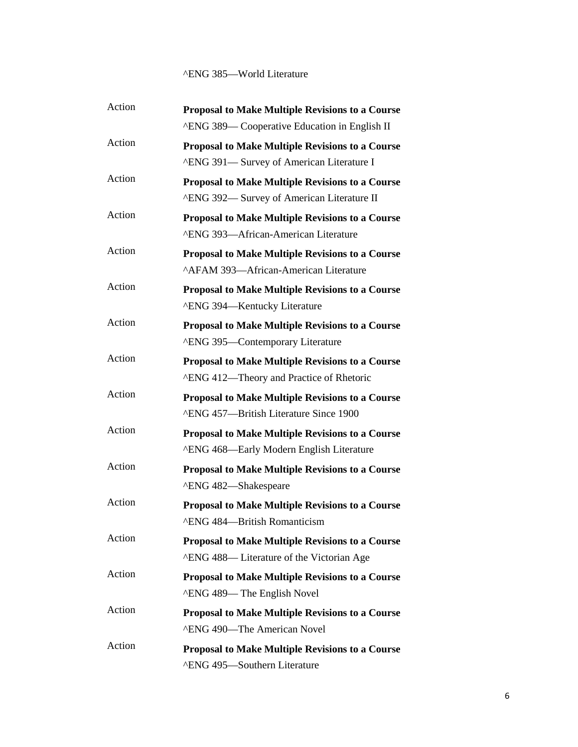^ENG 385—World Literature

Action **Proposal to Make Multiple Revisions to a Course**
^ENG 389— Cooperative Education in English II

Action **Proposal to Make Multiple Revisions to a Course**
^ENG 391— Survey of American Literature I

Action **Proposal to Make Multiple Revisions to a Course**
^ENG 392— Survey of American Literature II

Action **Proposal to Make Multiple Revisions to a Course**
^ENG 393—African-American Literature

Action **Proposal to Make Multiple Revisions to a Course**
^AFAM 393—African-American Literature

Action **Proposal to Make Multiple Revisions to a Course**
^ENG 394—Kentucky Literature

Action **Proposal to Make Multiple Revisions to a Course**
^ENG 395—Contemporary Literature

Action **Proposal to Make Multiple Revisions to a Course**
^ENG 412—Theory and Practice of Rhetoric

Action **Proposal to Make Multiple Revisions to a Course**
^ENG 457—British Literature Since 1900

Action **Proposal to Make Multiple Revisions to a Course**
^ENG 468—Early Modern English Literature

Action **Proposal to Make Multiple Revisions to a Course**
^ENG 482—Shakespeare

Action **Proposal to Make Multiple Revisions to a Course**
^ENG 484—British Romanticism

Action **Proposal to Make Multiple Revisions to a Course**
^ENG 488— Literature of the Victorian Age

Action **Proposal to Make Multiple Revisions to a Course**
^ENG 489— The English Novel

Action **Proposal to Make Multiple Revisions to a Course**
^ENG 490—The American Novel

Action **Proposal to Make Multiple Revisions to a Course**
^ENG 495—Southern Literature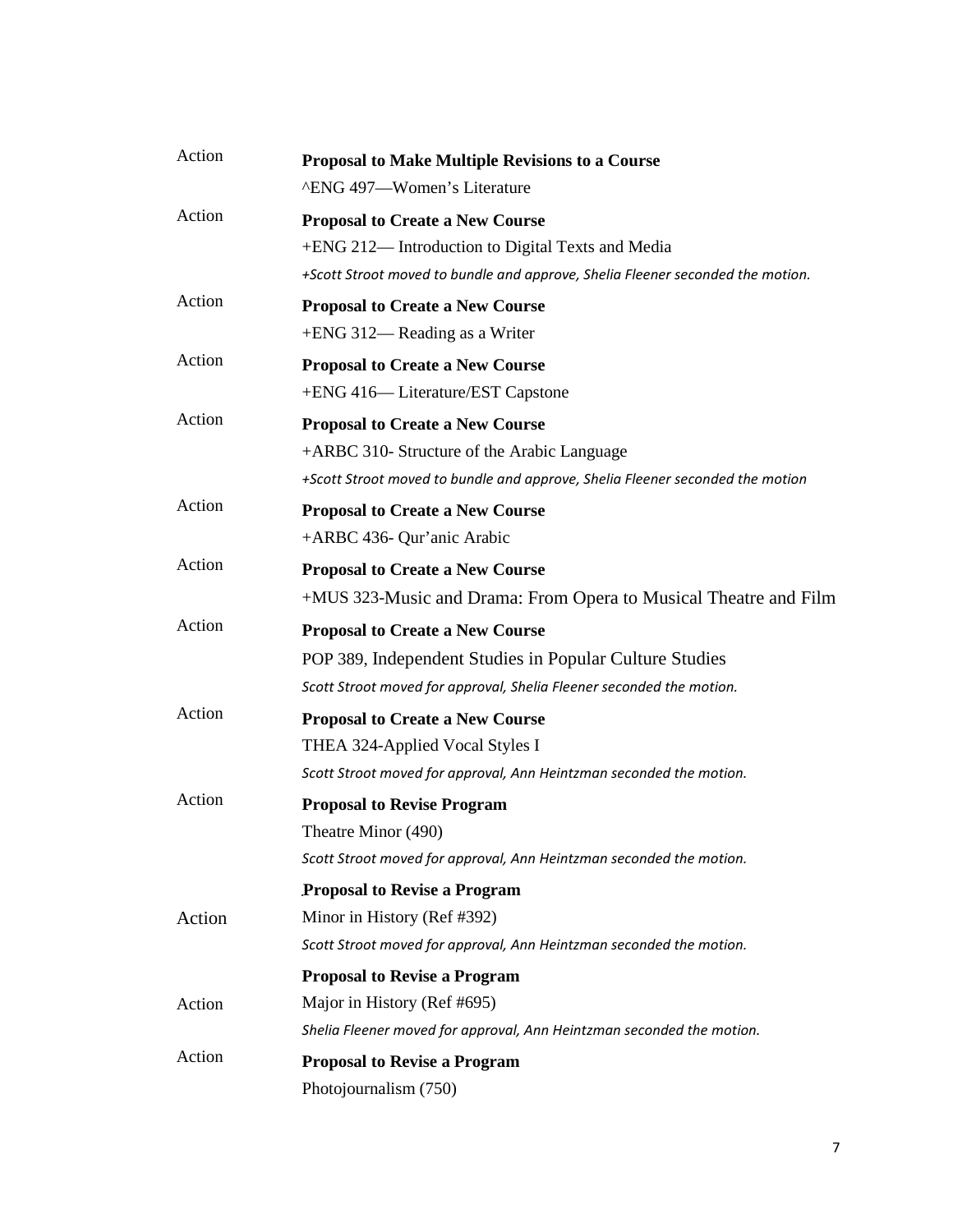Action **Proposal to Make Multiple Revisions to a Course**
^ENG 497—Women's Literature

Action **Proposal to Create a New Course**
+ENG 212— Introduction to Digital Texts and Media
*+Scott Stroot moved to bundle and approve, Shelia Fleener seconded the motion.*

Action **Proposal to Create a New Course**
+ENG 312— Reading as a Writer

Action **Proposal to Create a New Course**
+ENG 416— Literature/EST Capstone

Action **Proposal to Create a New Course**
+ARBC 310- Structure of the Arabic Language
*+Scott Stroot moved to bundle and approve, Shelia Fleener seconded the motion*

Action **Proposal to Create a New Course**
+ARBC 436- Qur'anic Arabic

Action **Proposal to Create a New Course**
+MUS 323-Music and Drama: From Opera to Musical Theatre and Film

Action **Proposal to Create a New Course**
POP 389, Independent Studies in Popular Culture Studies
*Scott Stroot moved for approval, Shelia Fleener seconded the motion.*

Action **Proposal to Create a New Course**
THEA 324-Applied Vocal Styles I
*Scott Stroot moved for approval, Ann Heintzman seconded the motion.*

Action **Proposal to Revise Program**
Theatre Minor (490)
*Scott Stroot moved for approval, Ann Heintzman seconded the motion.*

Action **Proposal to Revise a Program**
Minor in History (Ref #392)
*Scott Stroot moved for approval, Ann Heintzman seconded the motion.*

Action **Proposal to Revise a Program**
Major in History (Ref #695)
*Shelia Fleener moved for approval, Ann Heintzman seconded the motion.*

Action **Proposal to Revise a Program**
Photojournalism (750)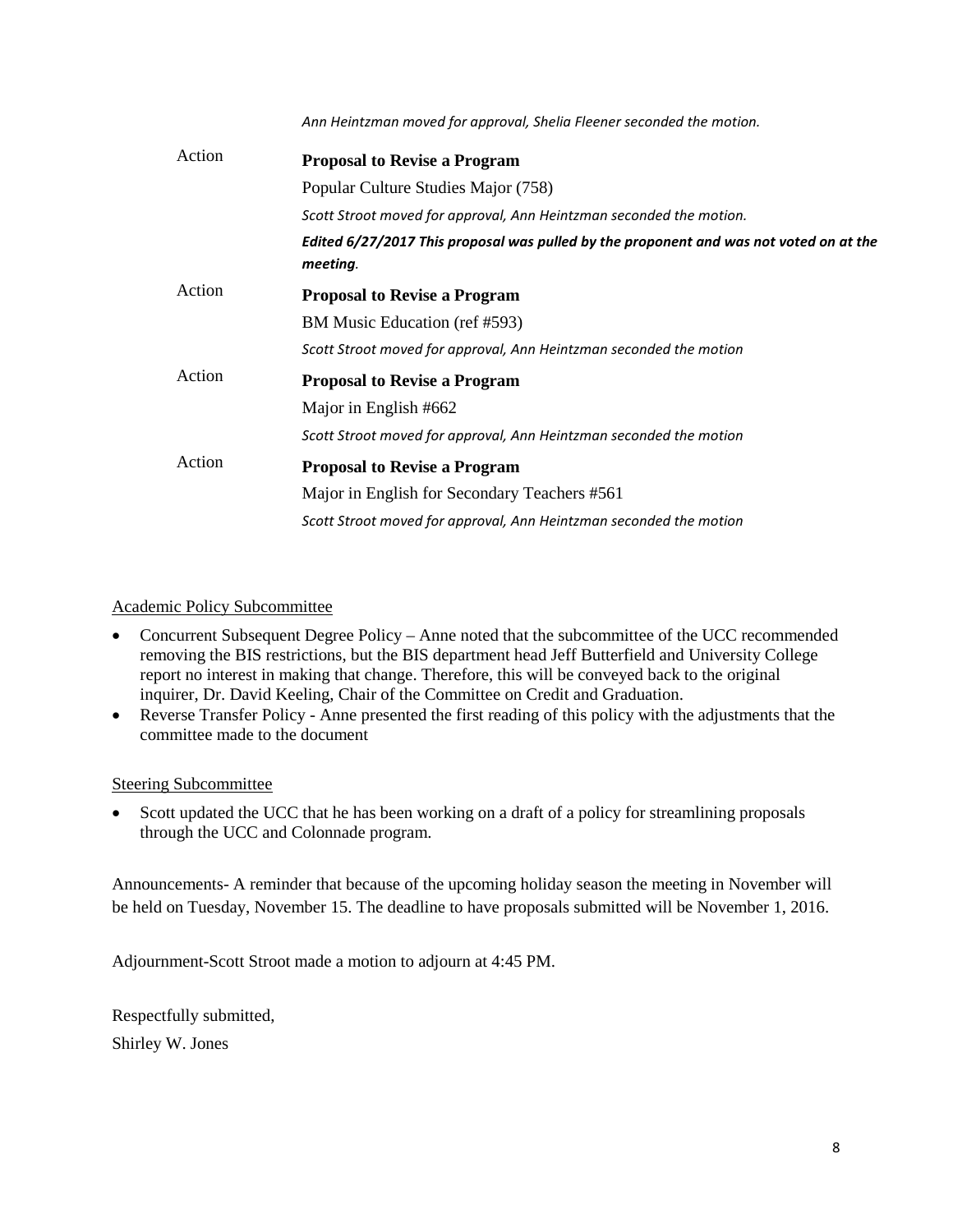*Ann Heintzman moved for approval, Shelia Fleener seconded the motion.*

| | |
|---|---|
| Action | **Proposal to Revise a Program**<br>Popular Culture Studies Major (758)<br>*Scott Stroot moved for approval, Ann Heintzman seconded the motion.*<br>***Edited 6/27/2017 This proposal was pulled by the proponent and was not voted on at the meeting.*** |
| Action | **Proposal to Revise a Program**<br>BM Music Education (ref #593)<br>*Scott Stroot moved for approval, Ann Heintzman seconded the motion* |
| Action | **Proposal to Revise a Program**<br>Major in English #662<br>*Scott Stroot moved for approval, Ann Heintzman seconded the motion* |
| Action | **Proposal to Revise a Program**<br>Major in English for Secondary Teachers #561<br>*Scott Stroot moved for approval, Ann Heintzman seconded the motion* |

Academic Policy Subcommittee

- Concurrent Subsequent Degree Policy – Anne noted that the subcommittee of the UCC recommended removing the BIS restrictions, but the BIS department head Jeff Butterfield and University College report no interest in making that change. Therefore, this will be conveyed back to the original inquirer, Dr. David Keeling, Chair of the Committee on Credit and Graduation.
- Reverse Transfer Policy - Anne presented the first reading of this policy with the adjustments that the committee made to the document

Steering Subcommittee

- Scott updated the UCC that he has been working on a draft of a policy for streamlining proposals through the UCC and Colonnade program.

Announcements- A reminder that because of the upcoming holiday season the meeting in November will be held on Tuesday, November 15. The deadline to have proposals submitted will be November 1, 2016.

Adjournment-Scott Stroot made a motion to adjourn at 4:45 PM.

Respectfully submitted,

Shirley W. Jones